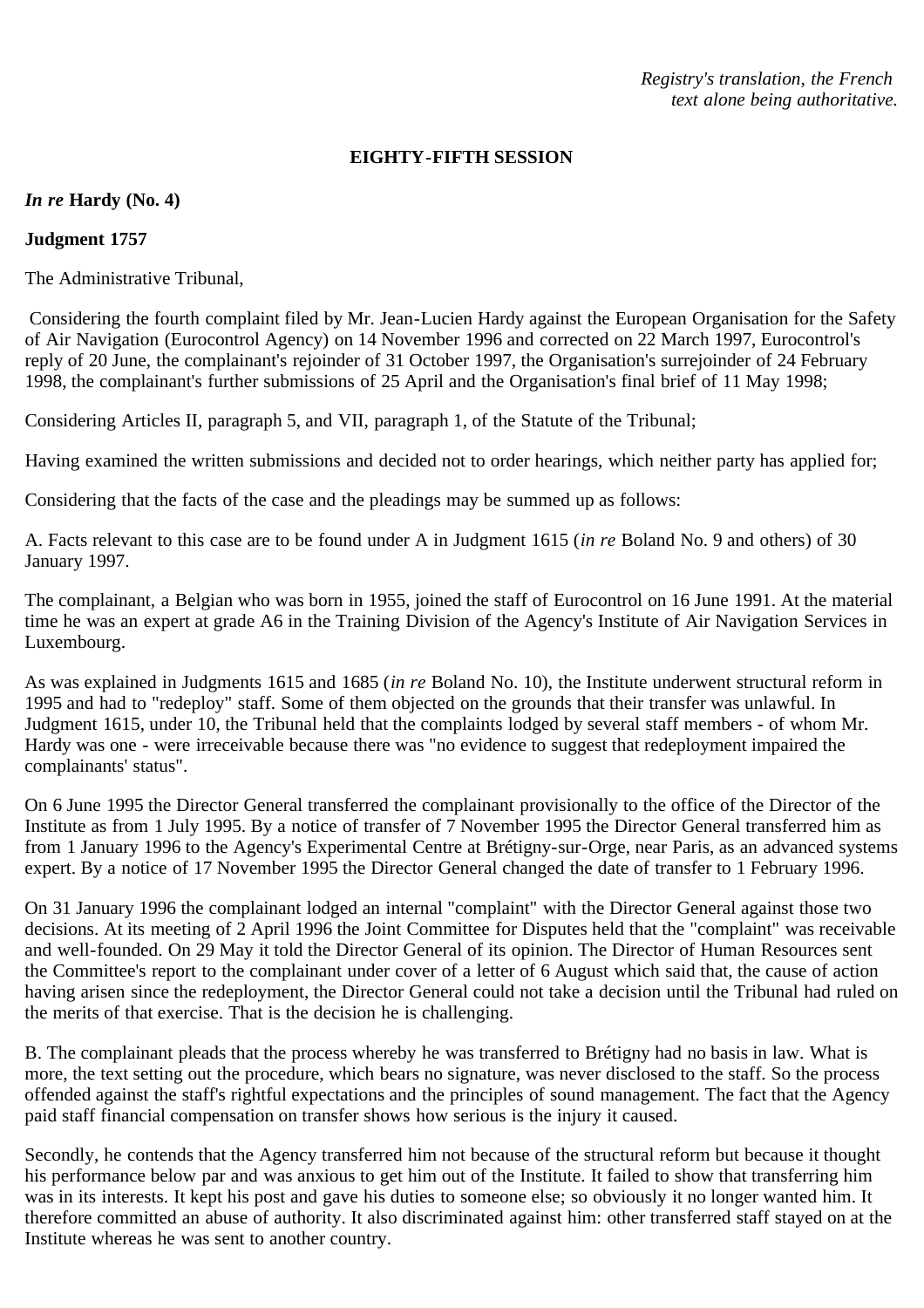*Registry's translation, the French text alone being authoritative.*

**EIGHTY-FIFTH SESSION**

***In re* Hardy (No. 4)**

**Judgment 1757**

The Administrative Tribunal,

Considering the fourth complaint filed by Mr. Jean-Lucien Hardy against the European Organisation for the Safety of Air Navigation (Eurocontrol Agency) on 14 November 1996 and corrected on 22 March 1997, Eurocontrol's reply of 20 June, the complainant's rejoinder of 31 October 1997, the Organisation's surrejoinder of 24 February 1998, the complainant's further submissions of 25 April and the Organisation's final brief of 11 May 1998;

Considering Articles II, paragraph 5, and VII, paragraph 1, of the Statute of the Tribunal;

Having examined the written submissions and decided not to order hearings, which neither party has applied for;

Considering that the facts of the case and the pleadings may be summed up as follows:

A. Facts relevant to this case are to be found under A in Judgment 1615 (*in re* Boland No. 9 and others) of 30 January 1997.

The complainant, a Belgian who was born in 1955, joined the staff of Eurocontrol on 16 June 1991. At the material time he was an expert at grade A6 in the Training Division of the Agency's Institute of Air Navigation Services in Luxembourg.

As was explained in Judgments 1615 and 1685 (*in re* Boland No. 10), the Institute underwent structural reform in 1995 and had to "redeploy" staff. Some of them objected on the grounds that their transfer was unlawful. In Judgment 1615, under 10, the Tribunal held that the complaints lodged by several staff members - of whom Mr. Hardy was one - were irreceivable because there was "no evidence to suggest that redeployment impaired the complainants' status".

On 6 June 1995 the Director General transferred the complainant provisionally to the office of the Director of the Institute as from 1 July 1995. By a notice of transfer of 7 November 1995 the Director General transferred him as from 1 January 1996 to the Agency's Experimental Centre at Brétigny-sur-Orge, near Paris, as an advanced systems expert. By a notice of 17 November 1995 the Director General changed the date of transfer to 1 February 1996.

On 31 January 1996 the complainant lodged an internal "complaint" with the Director General against those two decisions. At its meeting of 2 April 1996 the Joint Committee for Disputes held that the "complaint" was receivable and well-founded. On 29 May it told the Director General of its opinion. The Director of Human Resources sent the Committee's report to the complainant under cover of a letter of 6 August which said that, the cause of action having arisen since the redeployment, the Director General could not take a decision until the Tribunal had ruled on the merits of that exercise. That is the decision he is challenging.

B. The complainant pleads that the process whereby he was transferred to Brétigny had no basis in law. What is more, the text setting out the procedure, which bears no signature, was never disclosed to the staff. So the process offended against the staff's rightful expectations and the principles of sound management. The fact that the Agency paid staff financial compensation on transfer shows how serious is the injury it caused.

Secondly, he contends that the Agency transferred him not because of the structural reform but because it thought his performance below par and was anxious to get him out of the Institute. It failed to show that transferring him was in its interests. It kept his post and gave his duties to someone else; so obviously it no longer wanted him. It therefore committed an abuse of authority. It also discriminated against him: other transferred staff stayed on at the Institute whereas he was sent to another country.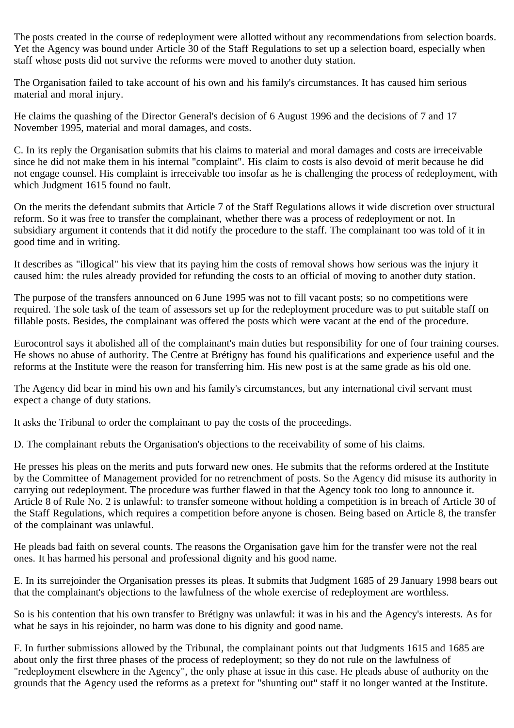The posts created in the course of redeployment were allotted without any recommendations from selection boards. Yet the Agency was bound under Article 30 of the Staff Regulations to set up a selection board, especially when staff whose posts did not survive the reforms were moved to another duty station.

The Organisation failed to take account of his own and his family's circumstances. It has caused him serious material and moral injury.

He claims the quashing of the Director General's decision of 6 August 1996 and the decisions of 7 and 17 November 1995, material and moral damages, and costs.

C. In its reply the Organisation submits that his claims to material and moral damages and costs are irreceivable since he did not make them in his internal "complaint". His claim to costs is also devoid of merit because he did not engage counsel. His complaint is irreceivable too insofar as he is challenging the process of redeployment, with which Judgment 1615 found no fault.

On the merits the defendant submits that Article 7 of the Staff Regulations allows it wide discretion over structural reform. So it was free to transfer the complainant, whether there was a process of redeployment or not. In subsidiary argument it contends that it did notify the procedure to the staff. The complainant too was told of it in good time and in writing.

It describes as "illogical" his view that its paying him the costs of removal shows how serious was the injury it caused him: the rules already provided for refunding the costs to an official of moving to another duty station.

The purpose of the transfers announced on 6 June 1995 was not to fill vacant posts; so no competitions were required. The sole task of the team of assessors set up for the redeployment procedure was to put suitable staff on fillable posts. Besides, the complainant was offered the posts which were vacant at the end of the procedure.

Eurocontrol says it abolished all of the complainant's main duties but responsibility for one of four training courses. He shows no abuse of authority. The Centre at Brétigny has found his qualifications and experience useful and the reforms at the Institute were the reason for transferring him. His new post is at the same grade as his old one.

The Agency did bear in mind his own and his family's circumstances, but any international civil servant must expect a change of duty stations.

It asks the Tribunal to order the complainant to pay the costs of the proceedings.

D. The complainant rebuts the Organisation's objections to the receivability of some of his claims.

He presses his pleas on the merits and puts forward new ones. He submits that the reforms ordered at the Institute by the Committee of Management provided for no retrenchment of posts. So the Agency did misuse its authority in carrying out redeployment. The procedure was further flawed in that the Agency took too long to announce it. Article 8 of Rule No. 2 is unlawful: to transfer someone without holding a competition is in breach of Article 30 of the Staff Regulations, which requires a competition before anyone is chosen. Being based on Article 8, the transfer of the complainant was unlawful.

He pleads bad faith on several counts. The reasons the Organisation gave him for the transfer were not the real ones. It has harmed his personal and professional dignity and his good name.

E. In its surrejoinder the Organisation presses its pleas. It submits that Judgment 1685 of 29 January 1998 bears out that the complainant's objections to the lawfulness of the whole exercise of redeployment are worthless.

So is his contention that his own transfer to Brétigny was unlawful: it was in his and the Agency's interests. As for what he says in his rejoinder, no harm was done to his dignity and good name.

F. In further submissions allowed by the Tribunal, the complainant points out that Judgments 1615 and 1685 are about only the first three phases of the process of redeployment; so they do not rule on the lawfulness of "redeployment elsewhere in the Agency", the only phase at issue in this case. He pleads abuse of authority on the grounds that the Agency used the reforms as a pretext for "shunting out" staff it no longer wanted at the Institute.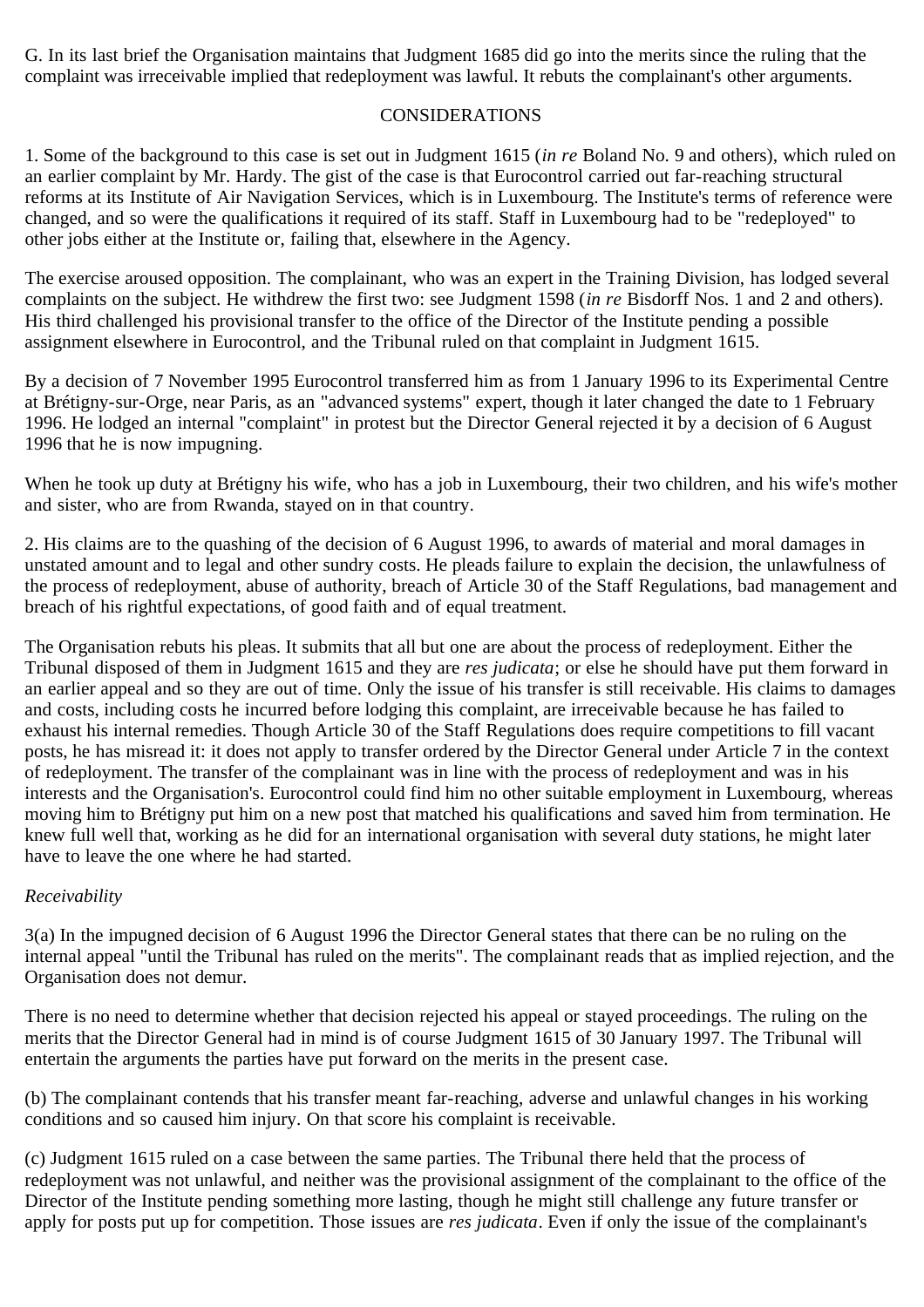G. In its last brief the Organisation maintains that Judgment 1685 did go into the merits since the ruling that the complaint was irreceivable implied that redeployment was lawful. It rebuts the complainant's other arguments.

CONSIDERATIONS

1. Some of the background to this case is set out in Judgment 1615 (*in re* Boland No. 9 and others), which ruled on an earlier complaint by Mr. Hardy. The gist of the case is that Eurocontrol carried out far-reaching structural reforms at its Institute of Air Navigation Services, which is in Luxembourg. The Institute's terms of reference were changed, and so were the qualifications it required of its staff. Staff in Luxembourg had to be "redeployed" to other jobs either at the Institute or, failing that, elsewhere in the Agency.

The exercise aroused opposition. The complainant, who was an expert in the Training Division, has lodged several complaints on the subject. He withdrew the first two: see Judgment 1598 (*in re* Bisdorff Nos. 1 and 2 and others). His third challenged his provisional transfer to the office of the Director of the Institute pending a possible assignment elsewhere in Eurocontrol, and the Tribunal ruled on that complaint in Judgment 1615.

By a decision of 7 November 1995 Eurocontrol transferred him as from 1 January 1996 to its Experimental Centre at Brétigny-sur-Orge, near Paris, as an "advanced systems" expert, though it later changed the date to 1 February 1996. He lodged an internal "complaint" in protest but the Director General rejected it by a decision of 6 August 1996 that he is now impugning.

When he took up duty at Brétigny his wife, who has a job in Luxembourg, their two children, and his wife's mother and sister, who are from Rwanda, stayed on in that country.

2. His claims are to the quashing of the decision of 6 August 1996, to awards of material and moral damages in unstated amount and to legal and other sundry costs. He pleads failure to explain the decision, the unlawfulness of the process of redeployment, abuse of authority, breach of Article 30 of the Staff Regulations, bad management and breach of his rightful expectations, of good faith and of equal treatment.

The Organisation rebuts his pleas. It submits that all but one are about the process of redeployment. Either the Tribunal disposed of them in Judgment 1615 and they are *res judicata*; or else he should have put them forward in an earlier appeal and so they are out of time. Only the issue of his transfer is still receivable. His claims to damages and costs, including costs he incurred before lodging this complaint, are irreceivable because he has failed to exhaust his internal remedies. Though Article 30 of the Staff Regulations does require competitions to fill vacant posts, he has misread it: it does not apply to transfer ordered by the Director General under Article 7 in the context of redeployment. The transfer of the complainant was in line with the process of redeployment and was in his interests and the Organisation's. Eurocontrol could find him no other suitable employment in Luxembourg, whereas moving him to Brétigny put him on a new post that matched his qualifications and saved him from termination. He knew full well that, working as he did for an international organisation with several duty stations, he might later have to leave the one where he had started.

*Receivability*

3(a) In the impugned decision of 6 August 1996 the Director General states that there can be no ruling on the internal appeal "until the Tribunal has ruled on the merits". The complainant reads that as implied rejection, and the Organisation does not demur.

There is no need to determine whether that decision rejected his appeal or stayed proceedings. The ruling on the merits that the Director General had in mind is of course Judgment 1615 of 30 January 1997. The Tribunal will entertain the arguments the parties have put forward on the merits in the present case.

(b) The complainant contends that his transfer meant far-reaching, adverse and unlawful changes in his working conditions and so caused him injury. On that score his complaint is receivable.

(c) Judgment 1615 ruled on a case between the same parties. The Tribunal there held that the process of redeployment was not unlawful, and neither was the provisional assignment of the complainant to the office of the Director of the Institute pending something more lasting, though he might still challenge any future transfer or apply for posts put up for competition. Those issues are *res judicata*. Even if only the issue of the complainant's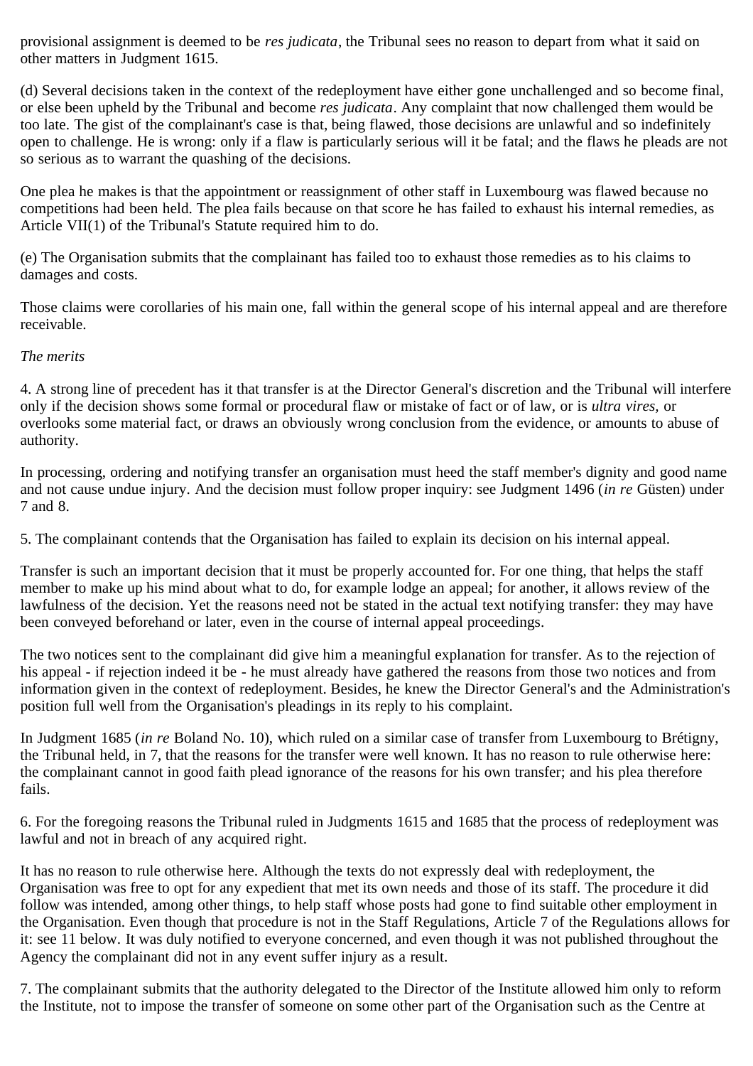provisional assignment is deemed to be *res judicata*, the Tribunal sees no reason to depart from what it said on other matters in Judgment 1615.

(d) Several decisions taken in the context of the redeployment have either gone unchallenged and so become final, or else been upheld by the Tribunal and become *res judicata*. Any complaint that now challenged them would be too late. The gist of the complainant's case is that, being flawed, those decisions are unlawful and so indefinitely open to challenge. He is wrong: only if a flaw is particularly serious will it be fatal; and the flaws he pleads are not so serious as to warrant the quashing of the decisions.

One plea he makes is that the appointment or reassignment of other staff in Luxembourg was flawed because no competitions had been held. The plea fails because on that score he has failed to exhaust his internal remedies, as Article VII(1) of the Tribunal's Statute required him to do.

(e) The Organisation submits that the complainant has failed too to exhaust those remedies as to his claims to damages and costs.

Those claims were corollaries of his main one, fall within the general scope of his internal appeal and are therefore receivable.

*The merits*

4. A strong line of precedent has it that transfer is at the Director General's discretion and the Tribunal will interfere only if the decision shows some formal or procedural flaw or mistake of fact or of law, or is *ultra vires*, or overlooks some material fact, or draws an obviously wrong conclusion from the evidence, or amounts to abuse of authority.

In processing, ordering and notifying transfer an organisation must heed the staff member's dignity and good name and not cause undue injury. And the decision must follow proper inquiry: see Judgment 1496 (*in re* Güsten) under 7 and 8.

5. The complainant contends that the Organisation has failed to explain its decision on his internal appeal.

Transfer is such an important decision that it must be properly accounted for. For one thing, that helps the staff member to make up his mind about what to do, for example lodge an appeal; for another, it allows review of the lawfulness of the decision. Yet the reasons need not be stated in the actual text notifying transfer: they may have been conveyed beforehand or later, even in the course of internal appeal proceedings.

The two notices sent to the complainant did give him a meaningful explanation for transfer. As to the rejection of his appeal - if rejection indeed it be - he must already have gathered the reasons from those two notices and from information given in the context of redeployment. Besides, he knew the Director General's and the Administration's position full well from the Organisation's pleadings in its reply to his complaint.

In Judgment 1685 (*in re* Boland No. 10), which ruled on a similar case of transfer from Luxembourg to Brétigny, the Tribunal held, in 7, that the reasons for the transfer were well known. It has no reason to rule otherwise here: the complainant cannot in good faith plead ignorance of the reasons for his own transfer; and his plea therefore fails.

6. For the foregoing reasons the Tribunal ruled in Judgments 1615 and 1685 that the process of redeployment was lawful and not in breach of any acquired right.

It has no reason to rule otherwise here. Although the texts do not expressly deal with redeployment, the Organisation was free to opt for any expedient that met its own needs and those of its staff. The procedure it did follow was intended, among other things, to help staff whose posts had gone to find suitable other employment in the Organisation. Even though that procedure is not in the Staff Regulations, Article 7 of the Regulations allows for it: see 11 below. It was duly notified to everyone concerned, and even though it was not published throughout the Agency the complainant did not in any event suffer injury as a result.

7. The complainant submits that the authority delegated to the Director of the Institute allowed him only to reform the Institute, not to impose the transfer of someone on some other part of the Organisation such as the Centre at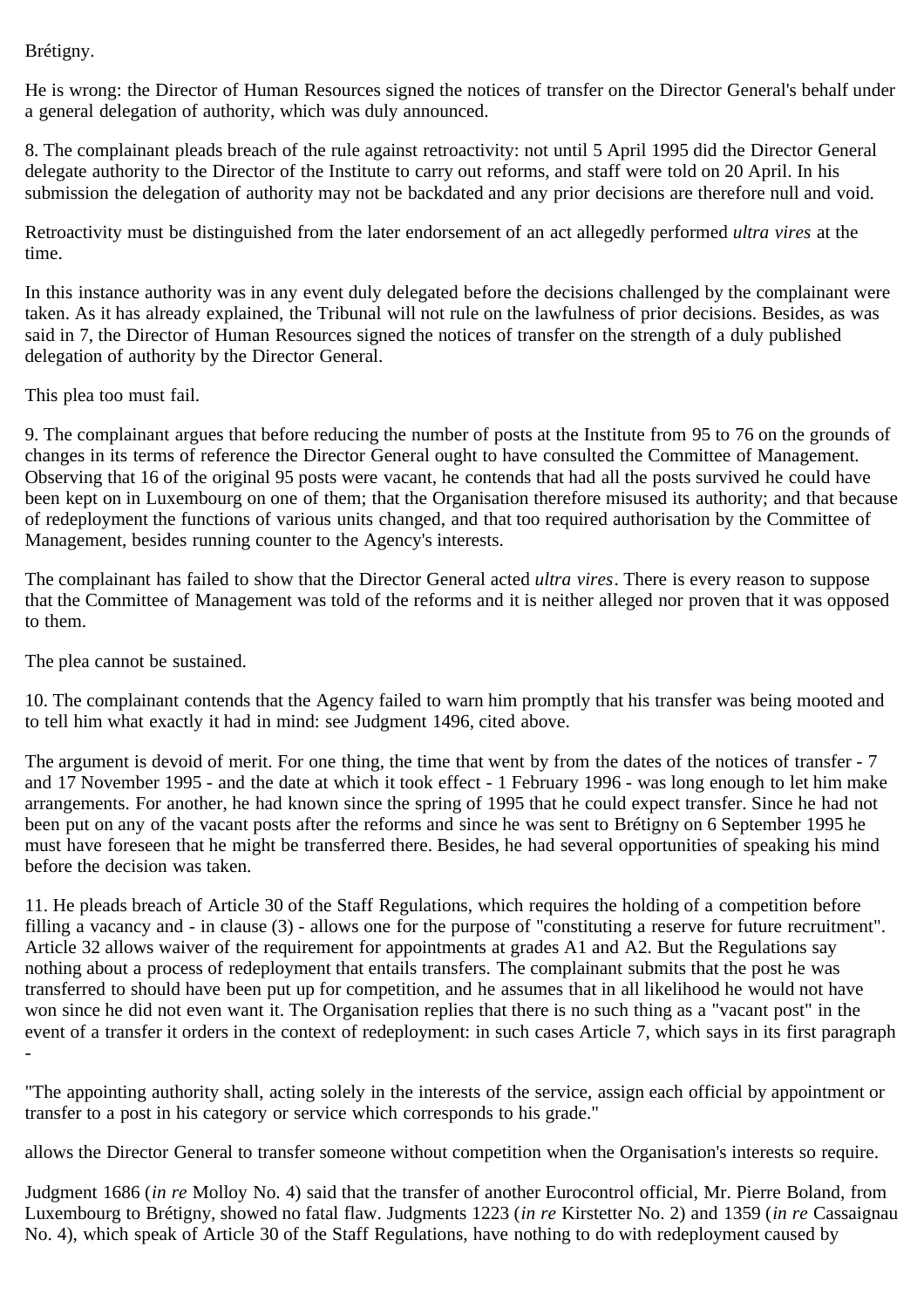Brétigny.

He is wrong: the Director of Human Resources signed the notices of transfer on the Director General's behalf under a general delegation of authority, which was duly announced.

8. The complainant pleads breach of the rule against retroactivity: not until 5 April 1995 did the Director General delegate authority to the Director of the Institute to carry out reforms, and staff were told on 20 April. In his submission the delegation of authority may not be backdated and any prior decisions are therefore null and void.

Retroactivity must be distinguished from the later endorsement of an act allegedly performed *ultra vires* at the time.

In this instance authority was in any event duly delegated before the decisions challenged by the complainant were taken. As it has already explained, the Tribunal will not rule on the lawfulness of prior decisions. Besides, as was said in 7, the Director of Human Resources signed the notices of transfer on the strength of a duly published delegation of authority by the Director General.

This plea too must fail.

9. The complainant argues that before reducing the number of posts at the Institute from 95 to 76 on the grounds of changes in its terms of reference the Director General ought to have consulted the Committee of Management. Observing that 16 of the original 95 posts were vacant, he contends that had all the posts survived he could have been kept on in Luxembourg on one of them; that the Organisation therefore misused its authority; and that because of redeployment the functions of various units changed, and that too required authorisation by the Committee of Management, besides running counter to the Agency's interests.

The complainant has failed to show that the Director General acted *ultra vires*. There is every reason to suppose that the Committee of Management was told of the reforms and it is neither alleged nor proven that it was opposed to them.

The plea cannot be sustained.

10. The complainant contends that the Agency failed to warn him promptly that his transfer was being mooted and to tell him what exactly it had in mind: see Judgment 1496, cited above.

The argument is devoid of merit. For one thing, the time that went by from the dates of the notices of transfer - 7 and 17 November 1995 - and the date at which it took effect - 1 February 1996 - was long enough to let him make arrangements. For another, he had known since the spring of 1995 that he could expect transfer. Since he had not been put on any of the vacant posts after the reforms and since he was sent to Brétigny on 6 September 1995 he must have foreseen that he might be transferred there. Besides, he had several opportunities of speaking his mind before the decision was taken.

11. He pleads breach of Article 30 of the Staff Regulations, which requires the holding of a competition before filling a vacancy and - in clause (3) - allows one for the purpose of "constituting a reserve for future recruitment". Article 32 allows waiver of the requirement for appointments at grades A1 and A2. But the Regulations say nothing about a process of redeployment that entails transfers. The complainant submits that the post he was transferred to should have been put up for competition, and he assumes that in all likelihood he would not have won since he did not even want it. The Organisation replies that there is no such thing as a "vacant post" in the event of a transfer it orders in the context of redeployment: in such cases Article 7, which says in its first paragraph -

"The appointing authority shall, acting solely in the interests of the service, assign each official by appointment or transfer to a post in his category or service which corresponds to his grade."

allows the Director General to transfer someone without competition when the Organisation's interests so require.

Judgment 1686 (*in re* Molloy No. 4) said that the transfer of another Eurocontrol official, Mr. Pierre Boland, from Luxembourg to Brétigny, showed no fatal flaw. Judgments 1223 (*in re* Kirstetter No. 2) and 1359 (*in re* Cassaignau No. 4), which speak of Article 30 of the Staff Regulations, have nothing to do with redeployment caused by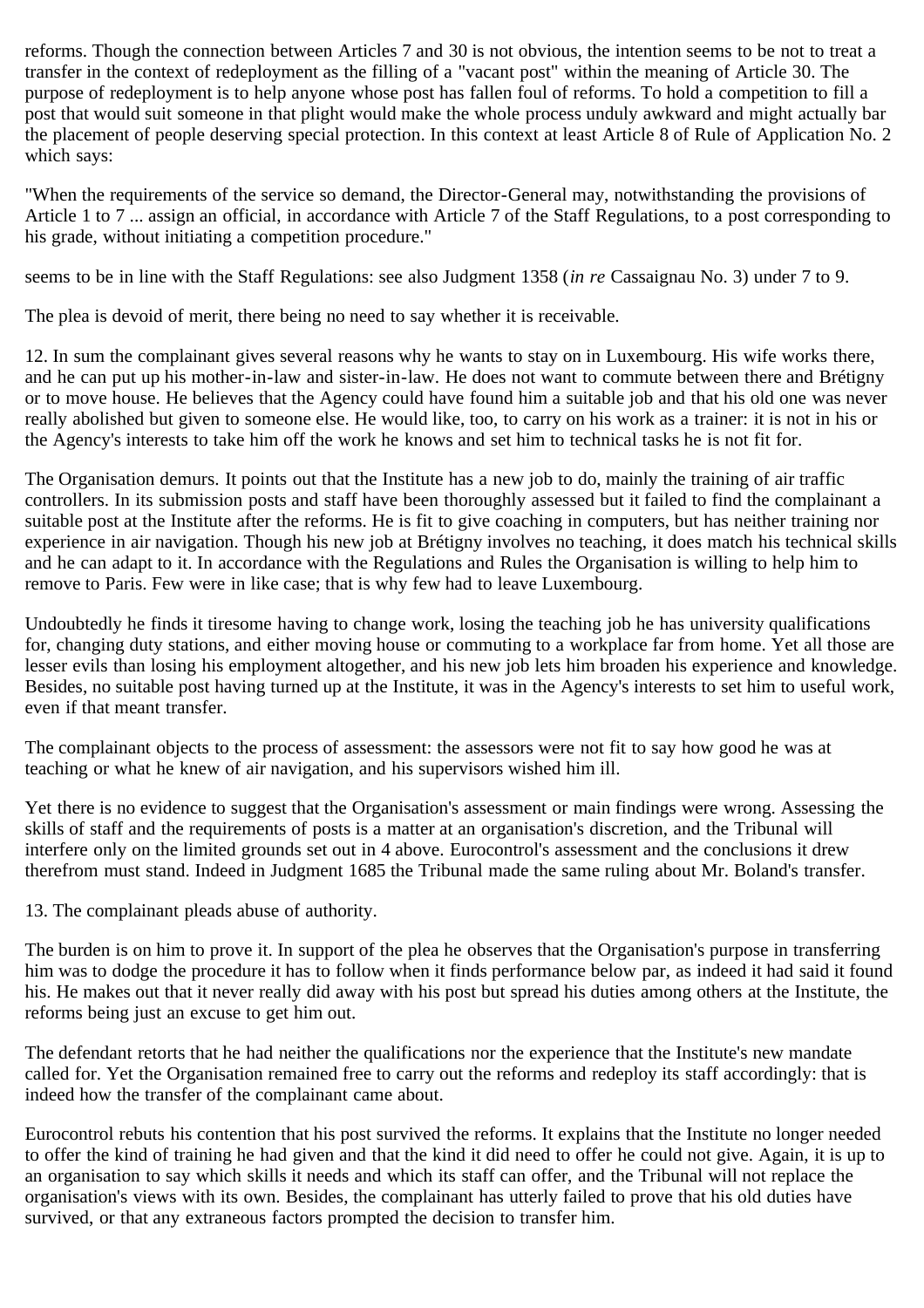reforms. Though the connection between Articles 7 and 30 is not obvious, the intention seems to be not to treat a transfer in the context of redeployment as the filling of a "vacant post" within the meaning of Article 30. The purpose of redeployment is to help anyone whose post has fallen foul of reforms. To hold a competition to fill a post that would suit someone in that plight would make the whole process unduly awkward and might actually bar the placement of people deserving special protection. In this context at least Article 8 of Rule of Application No. 2 which says:

"When the requirements of the service so demand, the Director-General may, notwithstanding the provisions of Article 1 to 7 ... assign an official, in accordance with Article 7 of the Staff Regulations, to a post corresponding to his grade, without initiating a competition procedure."

seems to be in line with the Staff Regulations: see also Judgment 1358 (*in re* Cassaignau No. 3) under 7 to 9.

The plea is devoid of merit, there being no need to say whether it is receivable.

12. In sum the complainant gives several reasons why he wants to stay on in Luxembourg. His wife works there, and he can put up his mother-in-law and sister-in-law. He does not want to commute between there and Brétigny or to move house. He believes that the Agency could have found him a suitable job and that his old one was never really abolished but given to someone else. He would like, too, to carry on with his work as a trainer: it is not in his or the Agency's interests to take him off the work he knows and set him to technical tasks he is not fit for.

The Organisation demurs. It points out that the Institute has a new job to do, mainly the training of air traffic controllers. In its submission posts and staff have been thoroughly assessed but it failed to find the complainant a suitable post at the Institute after the reforms. He is fit to give coaching in computers, but has neither training nor experience in air navigation. Though his new job at Brétigny involves no teaching, it does match his technical skills and he can adapt to it. In accordance with the Regulations and Rules the Organisation is willing to help him to remove to Paris. Few were in like case; that is why few had to leave Luxembourg.

Undoubtedly he finds it tiresome having to change work, losing the teaching job he has university qualifications for, changing duty stations, and either moving house or commuting to a workplace far from home. Yet all those are lesser evils than losing his employment altogether, and his new job lets him broaden his experience and knowledge. Besides, no suitable post having turned up at the Institute, it was in the Agency's interests to set him to useful work, even if that meant transfer.

The complainant objects to the process of assessment: the assessors were not fit to say how good he was at teaching or what he knew of air navigation, and his supervisors wished him ill.

Yet there is no evidence to suggest that the Organisation's assessment or main findings were wrong. Assessing the skills of staff and the requirements of posts is a matter at an organisation's discretion, and the Tribunal will interfere only on the limited grounds set out in 4 above. Eurocontrol's assessment and the conclusions it drew therefrom must stand. Indeed in Judgment 1685 the Tribunal made the same ruling about Mr. Boland's transfer.

13. The complainant pleads abuse of authority.

The burden is on him to prove it. In support of the plea he observes that the Organisation's purpose in transferring him was to dodge the procedure it has to follow when it finds performance below par, as indeed it had said it found his. He makes out that it never really did away with his post but spread his duties among others at the Institute, the reforms being just an excuse to get him out.

The defendant retorts that he had neither the qualifications nor the experience that the Institute's new mandate called for. Yet the Organisation remained free to carry out the reforms and redeploy its staff accordingly: that is indeed how the transfer of the complainant came about.

Eurocontrol rebuts his contention that his post survived the reforms. It explains that the Institute no longer needed to offer the kind of training he had given and that the kind it did need to offer he could not give. Again, it is up to an organisation to say which skills it needs and which its staff can offer, and the Tribunal will not replace the organisation's views with its own. Besides, the complainant has utterly failed to prove that his old duties have survived, or that any extraneous factors prompted the decision to transfer him.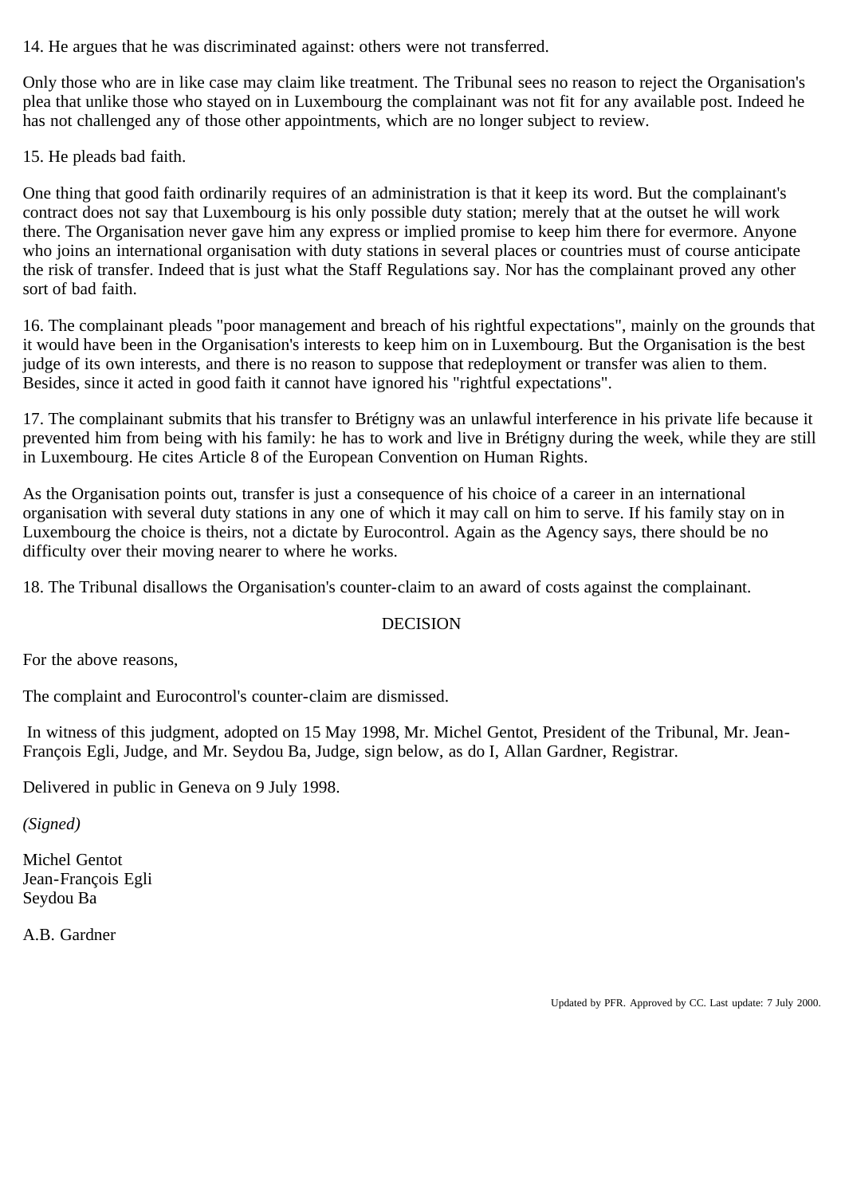14. He argues that he was discriminated against: others were not transferred.

Only those who are in like case may claim like treatment. The Tribunal sees no reason to reject the Organisation's plea that unlike those who stayed on in Luxembourg the complainant was not fit for any available post. Indeed he has not challenged any of those other appointments, which are no longer subject to review.

15. He pleads bad faith.

One thing that good faith ordinarily requires of an administration is that it keep its word. But the complainant's contract does not say that Luxembourg is his only possible duty station; merely that at the outset he will work there. The Organisation never gave him any express or implied promise to keep him there for evermore. Anyone who joins an international organisation with duty stations in several places or countries must of course anticipate the risk of transfer. Indeed that is just what the Staff Regulations say. Nor has the complainant proved any other sort of bad faith.

16. The complainant pleads "poor management and breach of his rightful expectations", mainly on the grounds that it would have been in the Organisation's interests to keep him on in Luxembourg. But the Organisation is the best judge of its own interests, and there is no reason to suppose that redeployment or transfer was alien to them. Besides, since it acted in good faith it cannot have ignored his "rightful expectations".

17. The complainant submits that his transfer to Brétigny was an unlawful interference in his private life because it prevented him from being with his family: he has to work and live in Brétigny during the week, while they are still in Luxembourg. He cites Article 8 of the European Convention on Human Rights.

As the Organisation points out, transfer is just a consequence of his choice of a career in an international organisation with several duty stations in any one of which it may call on him to serve. If his family stay on in Luxembourg the choice is theirs, not a dictate by Eurocontrol. Again as the Agency says, there should be no difficulty over their moving nearer to where he works.

18. The Tribunal disallows the Organisation's counter-claim to an award of costs against the complainant.

DECISION

For the above reasons,

The complaint and Eurocontrol's counter-claim are dismissed.

In witness of this judgment, adopted on 15 May 1998, Mr. Michel Gentot, President of the Tribunal, Mr. Jean-François Egli, Judge, and Mr. Seydou Ba, Judge, sign below, as do I, Allan Gardner, Registrar.

Delivered in public in Geneva on 9 July 1998.

*(Signed)*

Michel Gentot
Jean-François Egli
Seydou Ba

A.B. Gardner

Updated by PFR. Approved by CC. Last update: 7 July 2000.